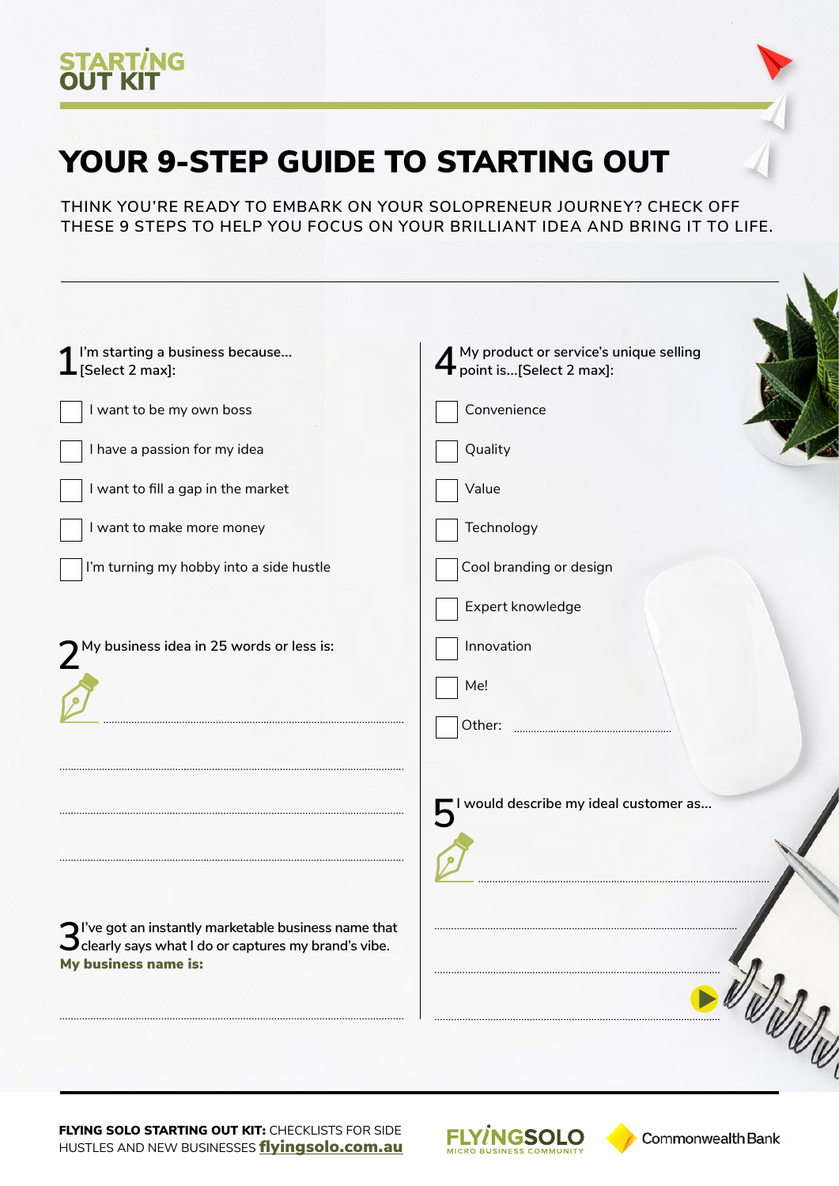STARTING OUT KIT

# YOUR 9-STEP GUIDE TO STARTING OUT

THINK YOU'RE READY TO EMBARK ON YOUR SOLOPRENEUR JOURNEY? CHECK OFF THESE 9 STEPS TO HELP YOU FOCUS ON YOUR BRILLIANT IDEA AND BRING IT TO LIFE.

---

## 1 I'm starting a business because... [Select 2 max]:

- [ ] I want to be my own boss
- [ ] I have a passion for my idea
- [ ] I want to fill a gap in the market
- [ ] I want to make more money
- [ ] I'm turning my hobby into a side hustle

## 2 My business idea in 25 words or less is:

........................................................................................

........................................................................................

........................................................................................

........................................................................................

## 3 I've got an instantly marketable business name that clearly says what I do or captures my brand's vibe.

**My business name is:**

........................................................................................

## 4 My product or service's unique selling point is...[Select 2 max]:

- [ ] Convenience
- [ ] Quality
- [ ] Value
- [ ] Technology
- [ ] Cool branding or design
- [ ] Expert knowledge
- [ ] Innovation
- [ ] Me!
- [ ] Other: ..........................................

## 5 I would describe my ideal customer as...

........................................................................................

........................................................................................

........................................................................................

........................................................................................

---

**FLYING SOLO STARTING OUT KIT:** CHECKLISTS FOR SIDE HUSTLES AND NEW BUSINESSES **flyingsolo.com.au**

FLYINGSOLO MICRO BUSINESS COMMUNITY | CommonwealthBank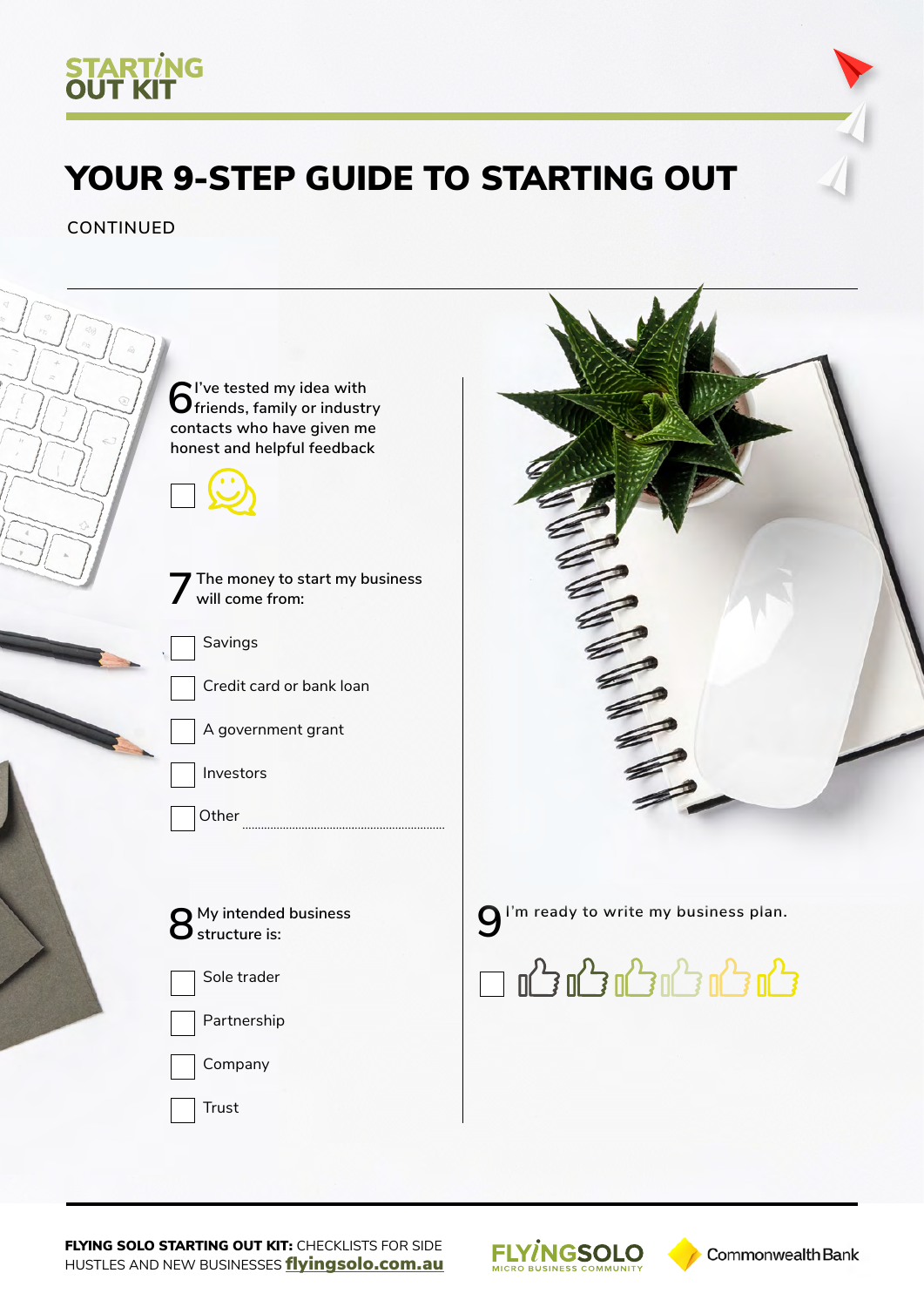STARTING OUT KIT

# YOUR 9-STEP GUIDE TO STARTING OUT

CONTINUED

**6** I've tested my idea with friends, family or industry contacts who have given me honest and helpful feedback

- [ ]

**7** The money to start my business will come from:

- [ ] Savings
- [ ] Credit card or bank loan
- [ ] A government grant
- [ ] Investors
- [ ] Other ..............................................

**8** My intended business structure is:

- [ ] Sole trader
- [ ] Partnership
- [ ] Company
- [ ] Trust

**9** I'm ready to write my business plan.

- [ ]

**FLYING SOLO STARTING OUT KIT:** CHECKLISTS FOR SIDE HUSTLES AND NEW BUSINESSES **flyingsolo.com.au**

FLYINGSOLO MICRO BUSINESS COMMUNITY

CommonwealthBank